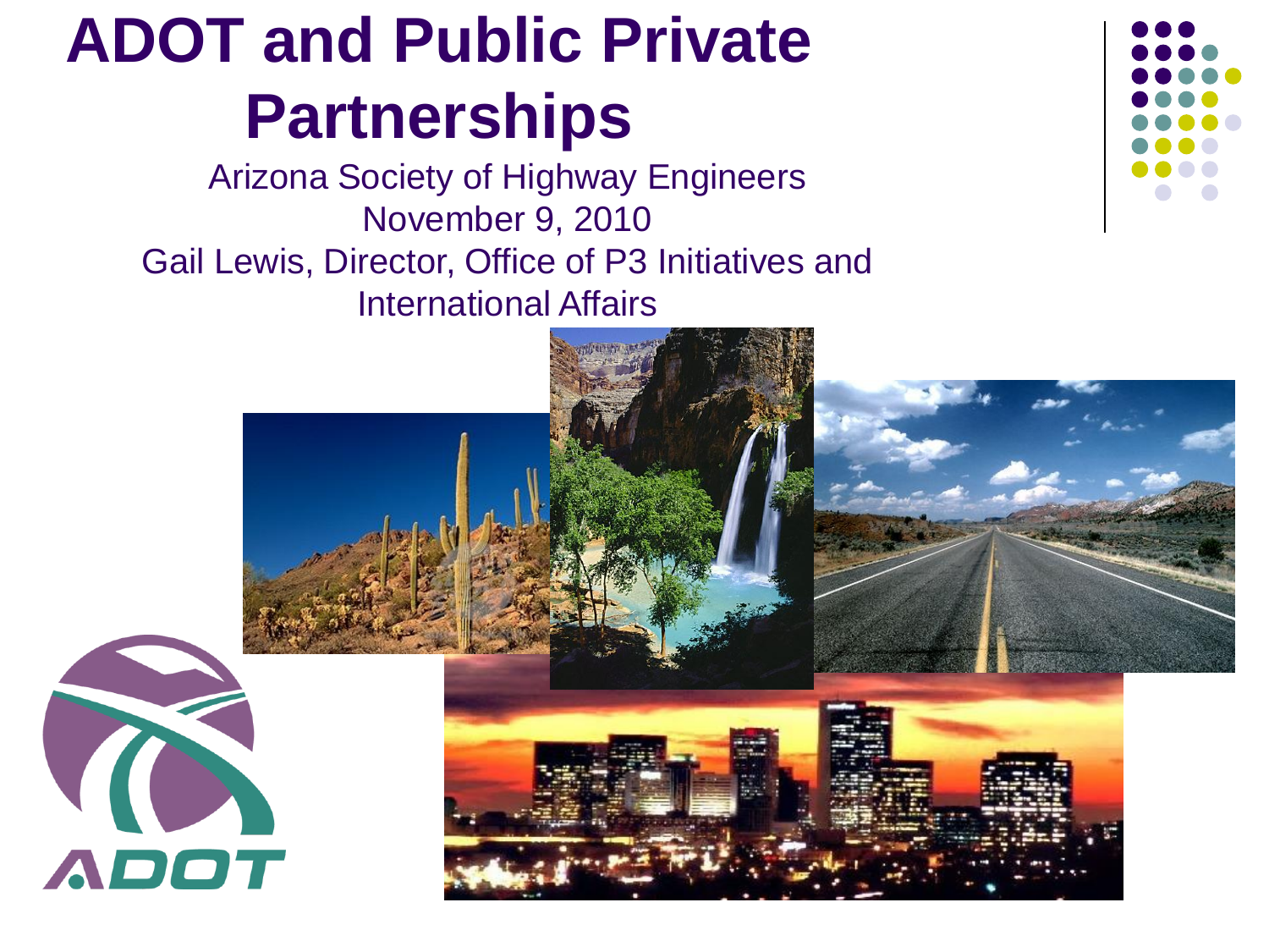# ADOT and Public Private Partnerships

Arizona Society of Highway Engineers
November 9, 2010
Gail Lewis, Director, Office of P3 Initiatives and International Affairs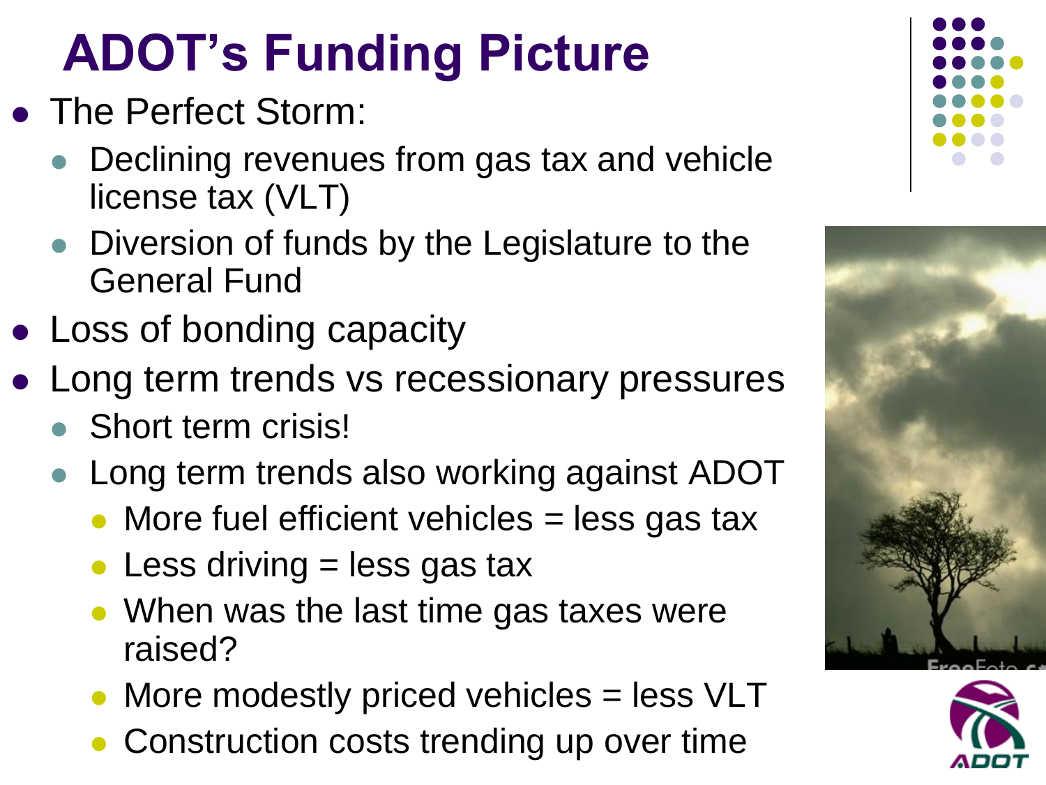# ADOT's Funding Picture

- The Perfect Storm:
  - Declining revenues from gas tax and vehicle license tax (VLT)
  - Diversion of funds by the Legislature to the General Fund
- Loss of bonding capacity
- Long term trends vs recessionary pressures
  - Short term crisis!
  - Long term trends also working against ADOT
    - More fuel efficient vehicles = less gas tax
    - Less driving = less gas tax
    - When was the last time gas taxes were raised?
    - More modestly priced vehicles = less VLT
    - Construction costs trending up over time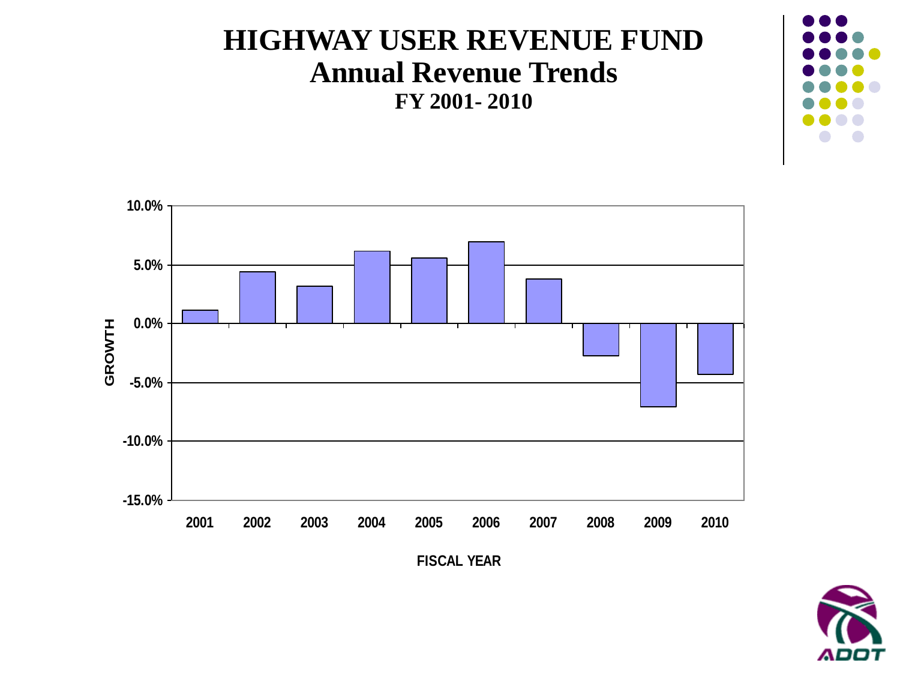# HIGHWAY USER REVENUE FUND
## Annual Revenue Trends
### FY 2001- 2010

GROWTH

10.0%
5.0%
0.0%
-5.0%
-10.0%
-15.0%

2001 2002 2003 2004 2005 2006 2007 2008 2009 2010

FISCAL YEAR

ADOT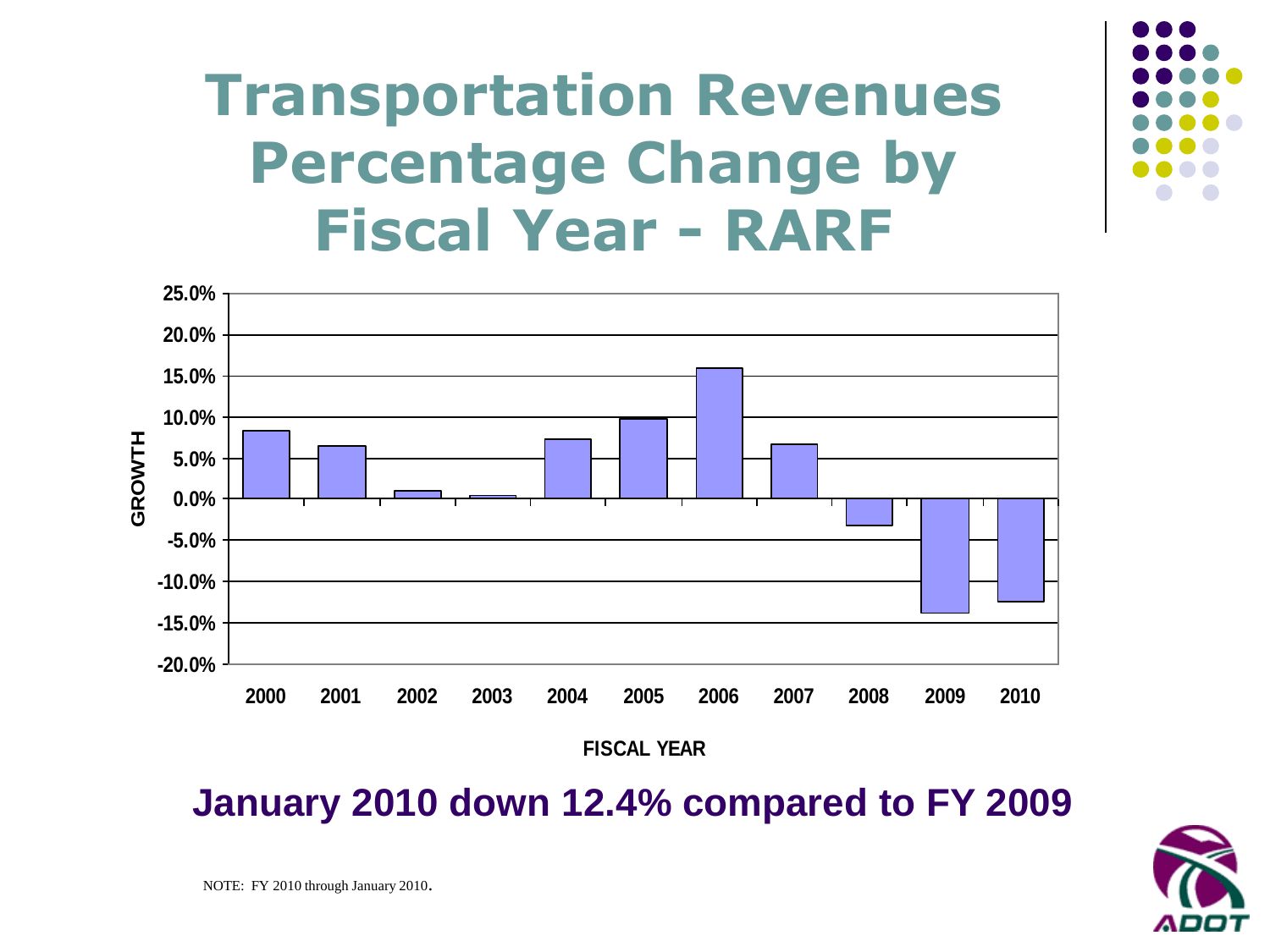# Transportation Revenues Percentage Change by Fiscal Year - RARF

GROWTH

25.0%
20.0%
15.0%
10.0%
5.0%
0.0%
-5.0%
-10.0%
-15.0%
-20.0%

2000 2001 2002 2003 2004 2005 2006 2007 2008 2009 2010

FISCAL YEAR

**January 2010 down 12.4% compared to FY 2009**

NOTE: FY 2010 through January 2010.

ADOT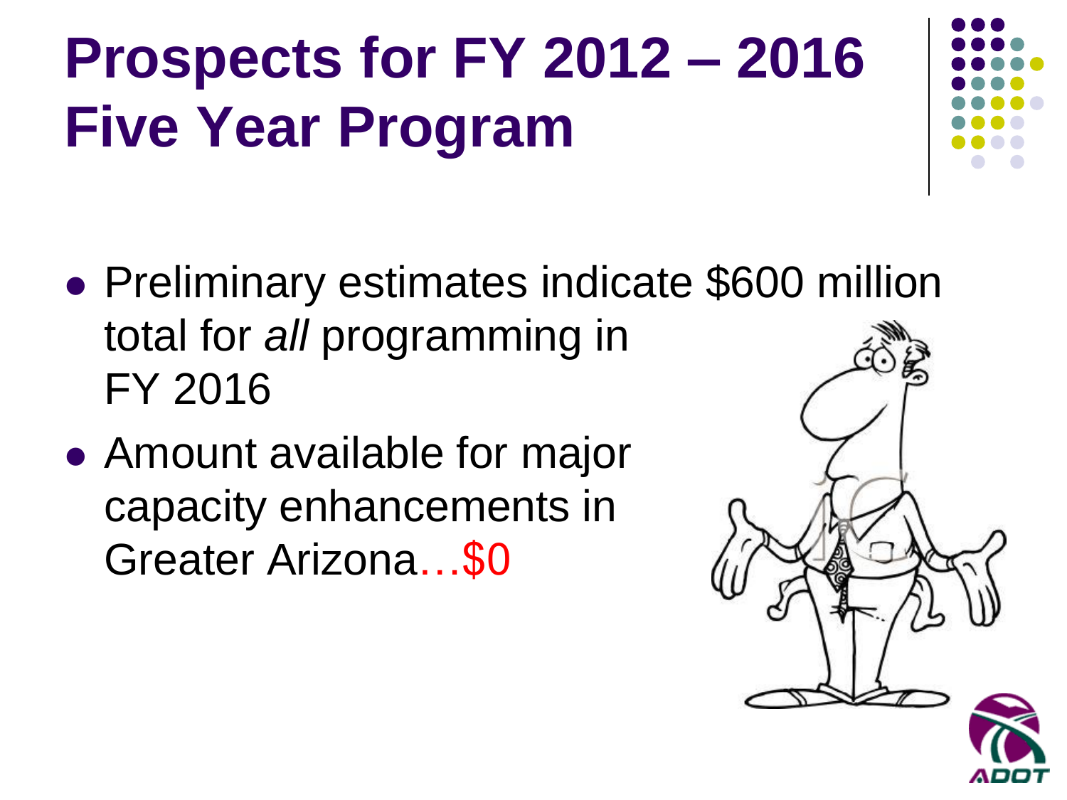# Prospects for FY 2012 – 2016 Five Year Program

- Preliminary estimates indicate $600 million total for *all* programming in FY 2016
- Amount available for major capacity enhancements in Greater Arizona…$0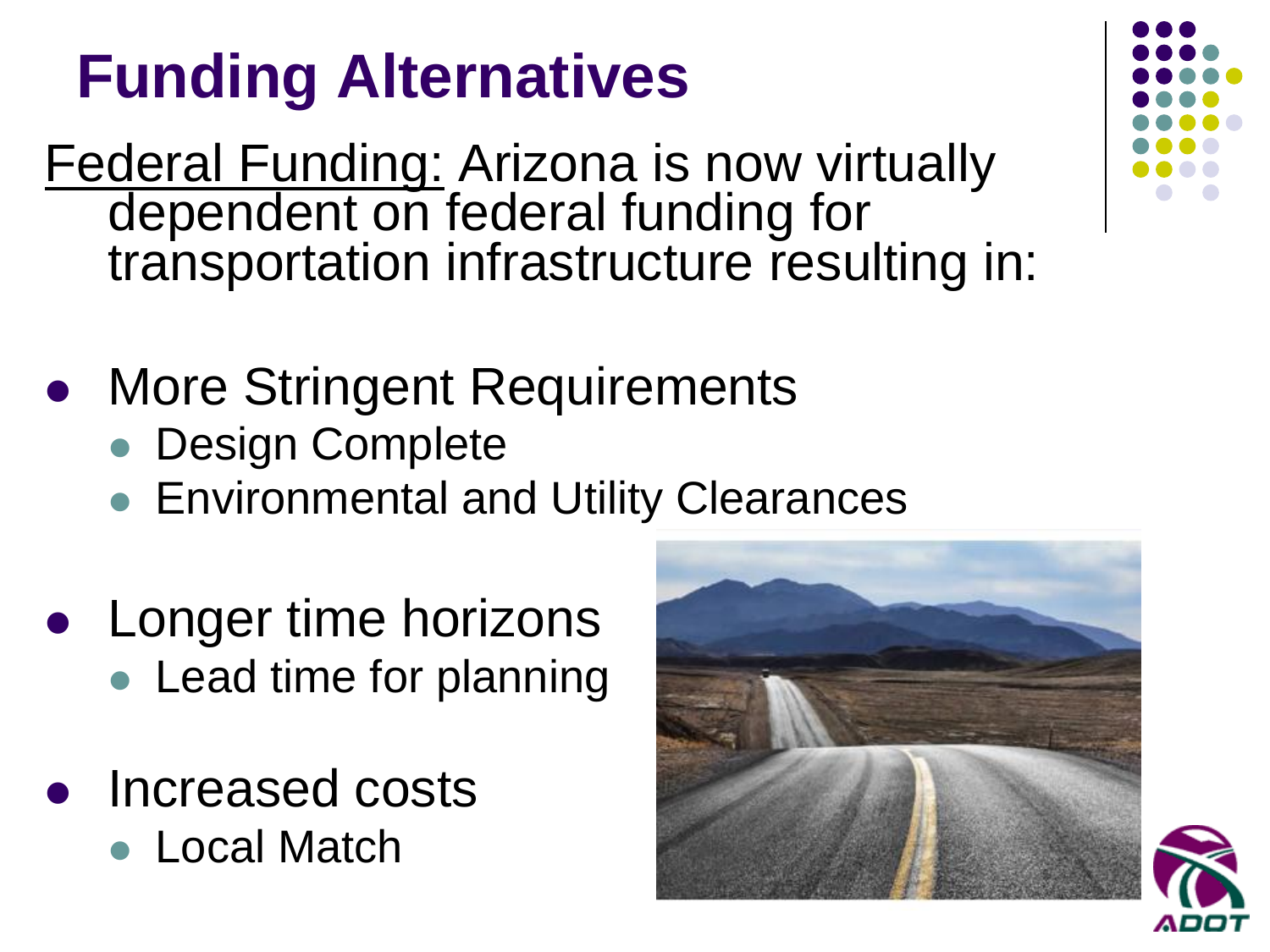# Funding Alternatives

Federal Funding: Arizona is now virtually dependent on federal funding for transportation infrastructure resulting in:

- More Stringent Requirements
  - Design Complete
  - Environmental and Utility Clearances
- Longer time horizons
  - Lead time for planning
- Increased costs
  - Local Match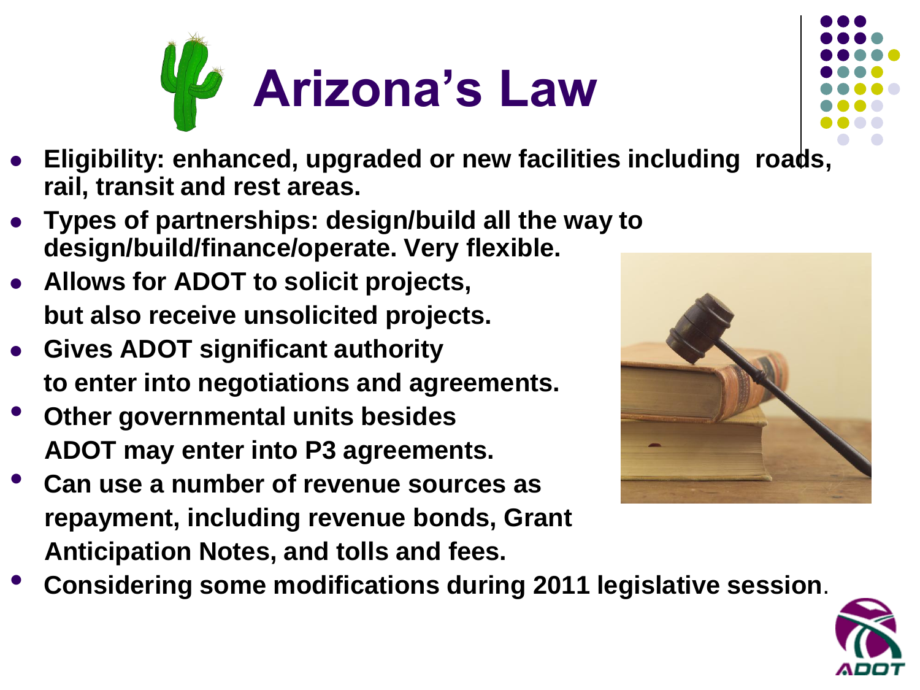# Arizona's Law

- **Eligibility: enhanced, upgraded or new facilities including roads, rail, transit and rest areas.**
- **Types of partnerships: design/build all the way to design/build/finance/operate. Very flexible.**
- **Allows for ADOT to solicit projects, but also receive unsolicited projects.**
- **Gives ADOT significant authority to enter into negotiations and agreements.**
- **Other governmental units besides ADOT may enter into P3 agreements.**
- **Can use a number of revenue sources as repayment, including revenue bonds, Grant Anticipation Notes, and tolls and fees.**
- **Considering some modifications during 2011 legislative session.**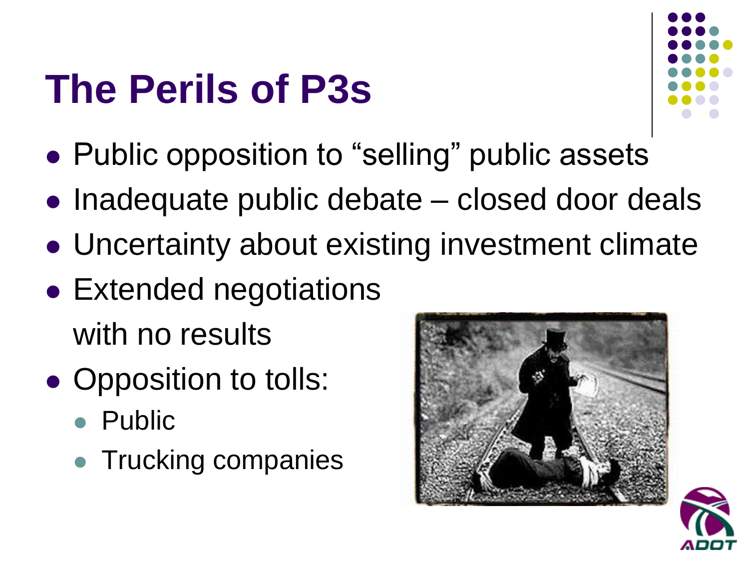# The Perils of P3s

- Public opposition to “selling” public assets
- Inadequate public debate – closed door deals
- Uncertainty about existing investment climate
- Extended negotiations with no results
- Opposition to tolls:
  - Public
  - Trucking companies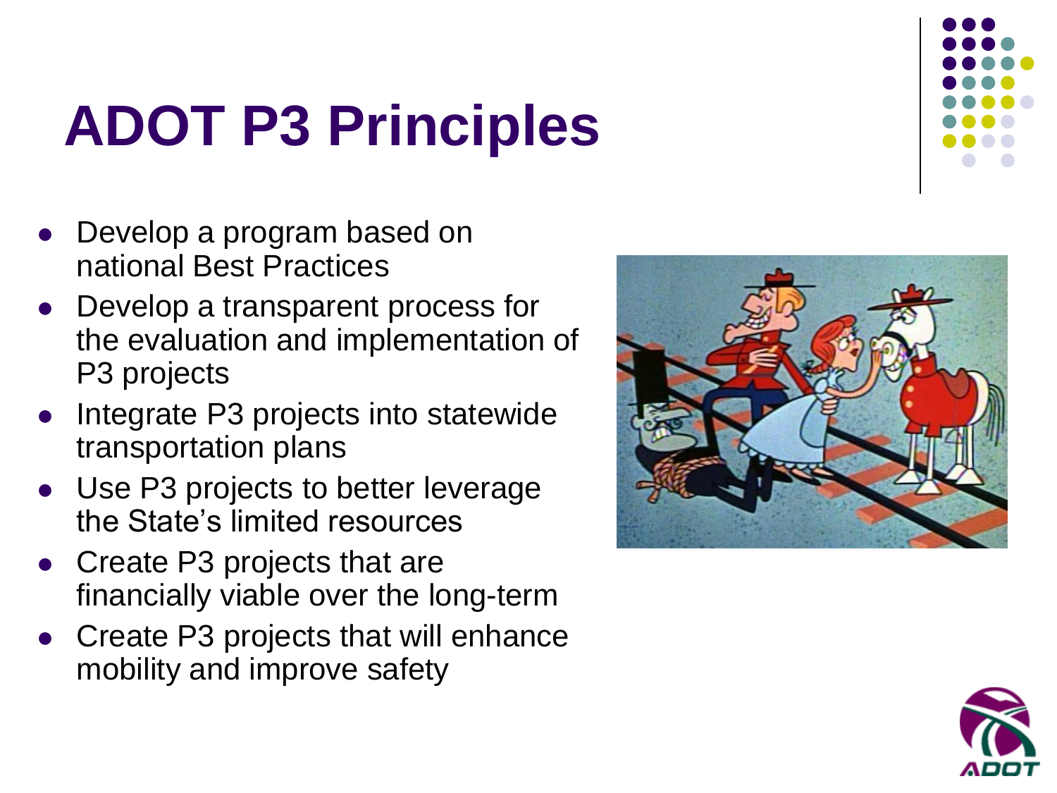# ADOT P3 Principles

- Develop a program based on national Best Practices
- Develop a transparent process for the evaluation and implementation of P3 projects
- Integrate P3 projects into statewide transportation plans
- Use P3 projects to better leverage the State's limited resources
- Create P3 projects that are financially viable over the long-term
- Create P3 projects that will enhance mobility and improve safety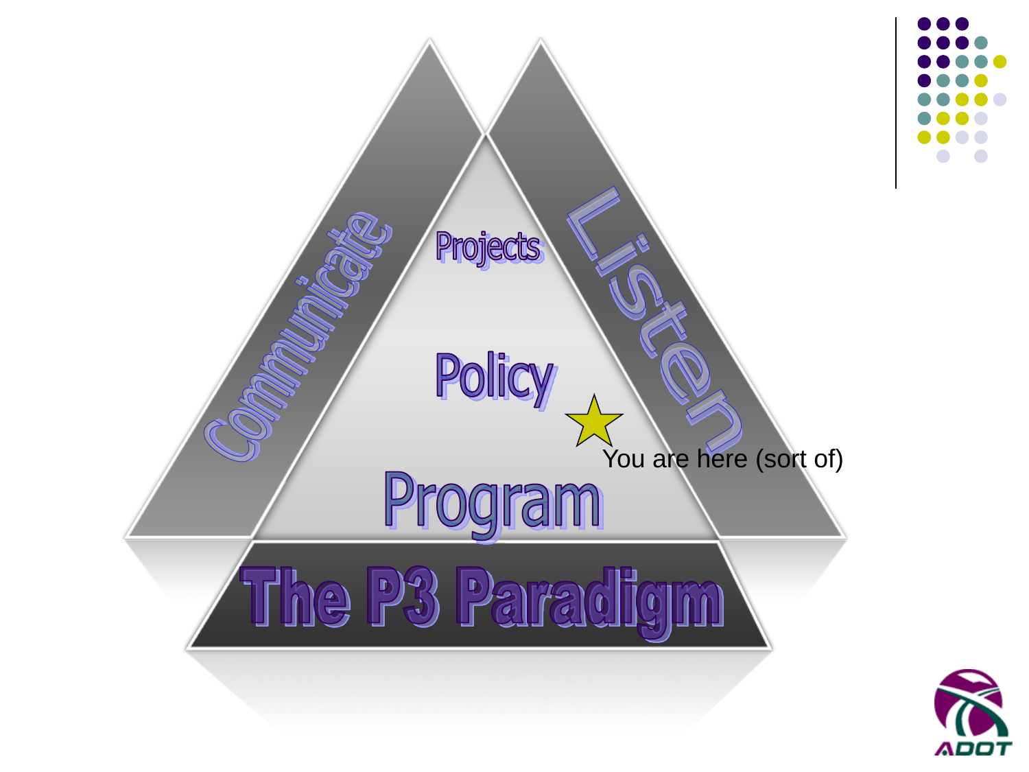Communicate

Listen

Projects

Policy

Program

You are here (sort of)

# The P3 Paradigm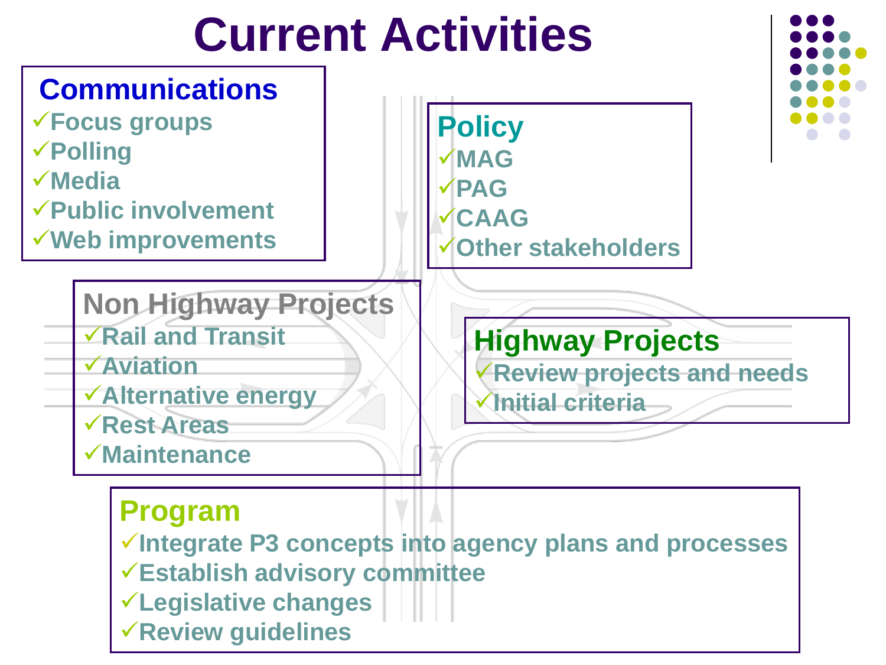# Current Activities

## Communications

- ✓Focus groups
- ✓Polling
- ✓Media
- ✓Public involvement
- ✓Web improvements

## Policy

- ✓MAG
- ✓PAG
- ✓CAAG
- ✓Other stakeholders

## Non Highway Projects

- ✓Rail and Transit
- ✓Aviation
- ✓Alternative energy
- ✓Rest Areas
- ✓Maintenance

## Highway Projects

- ✓Review projects and needs
- ✓Initial criteria

## Program

- ✓Integrate P3 concepts into agency plans and processes
- ✓Establish advisory committee
- ✓Legislative changes
- ✓Review guidelines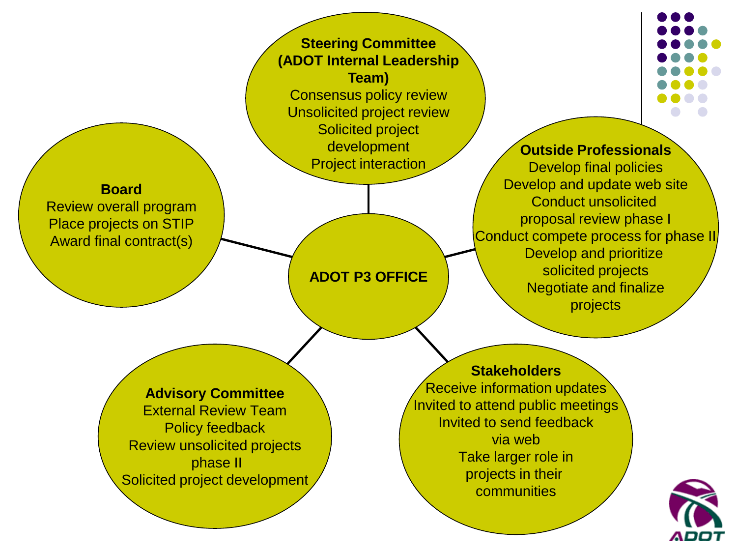## ADOT P3 OFFICE

### Steering Committee (ADOT Internal Leadership Team)
- Consensus policy review
- Unsolicited project review
- Solicited project development
- Project interaction

### Board
- Review overall program
- Place projects on STIP
- Award final contract(s)

### Outside Professionals
- Develop final policies
- Develop and update web site
- Conduct unsolicited proposal review phase I
- Conduct compete process for phase II
- Develop and prioritize solicited projects
- Negotiate and finalize projects

### Advisory Committee
- External Review Team
- Policy feedback
- Review unsolicited projects phase II
- Solicited project development

### Stakeholders
- Receive information updates
- Invited to attend public meetings
- Invited to send feedback via web
- Take larger role in projects in their communities

ADOT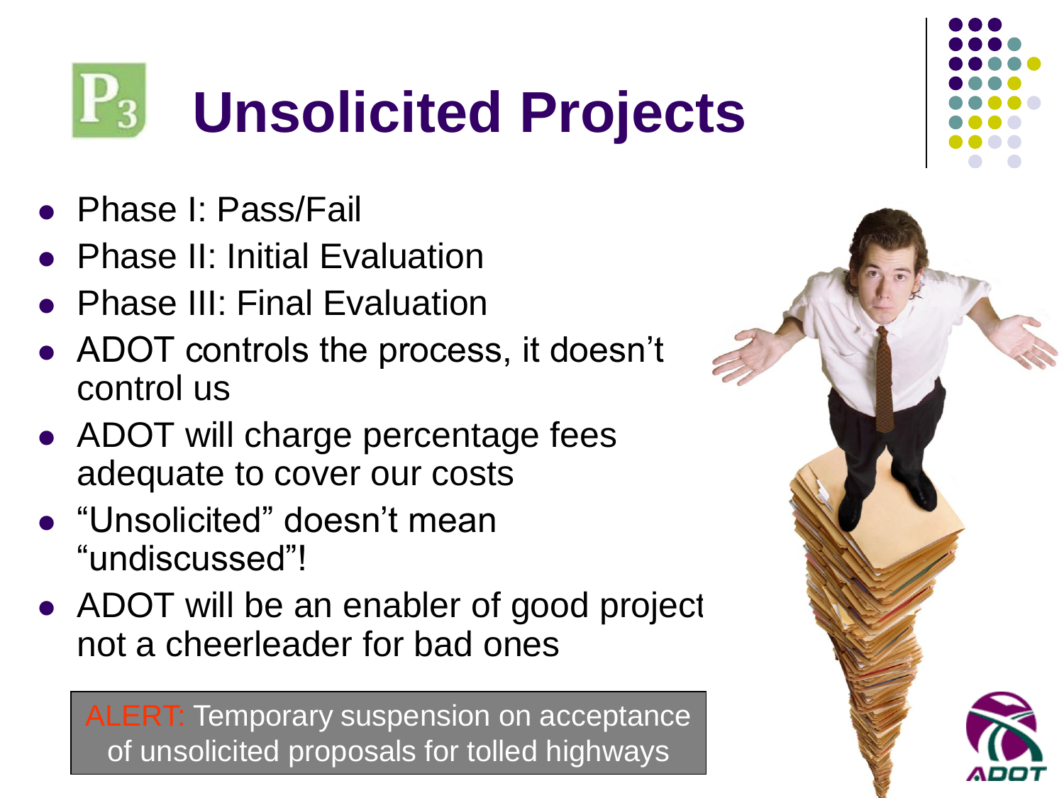# Unsolicited Projects

- Phase I: Pass/Fail
- Phase II: Initial Evaluation
- Phase III: Final Evaluation
- ADOT controls the process, it doesn't control us
- ADOT will charge percentage fees adequate to cover our costs
- "Unsolicited" doesn't mean "undiscussed"!
- ADOT will be an enabler of good project not a cheerleader for bad ones

ALERT: Temporary suspension on acceptance of unsolicited proposals for tolled highways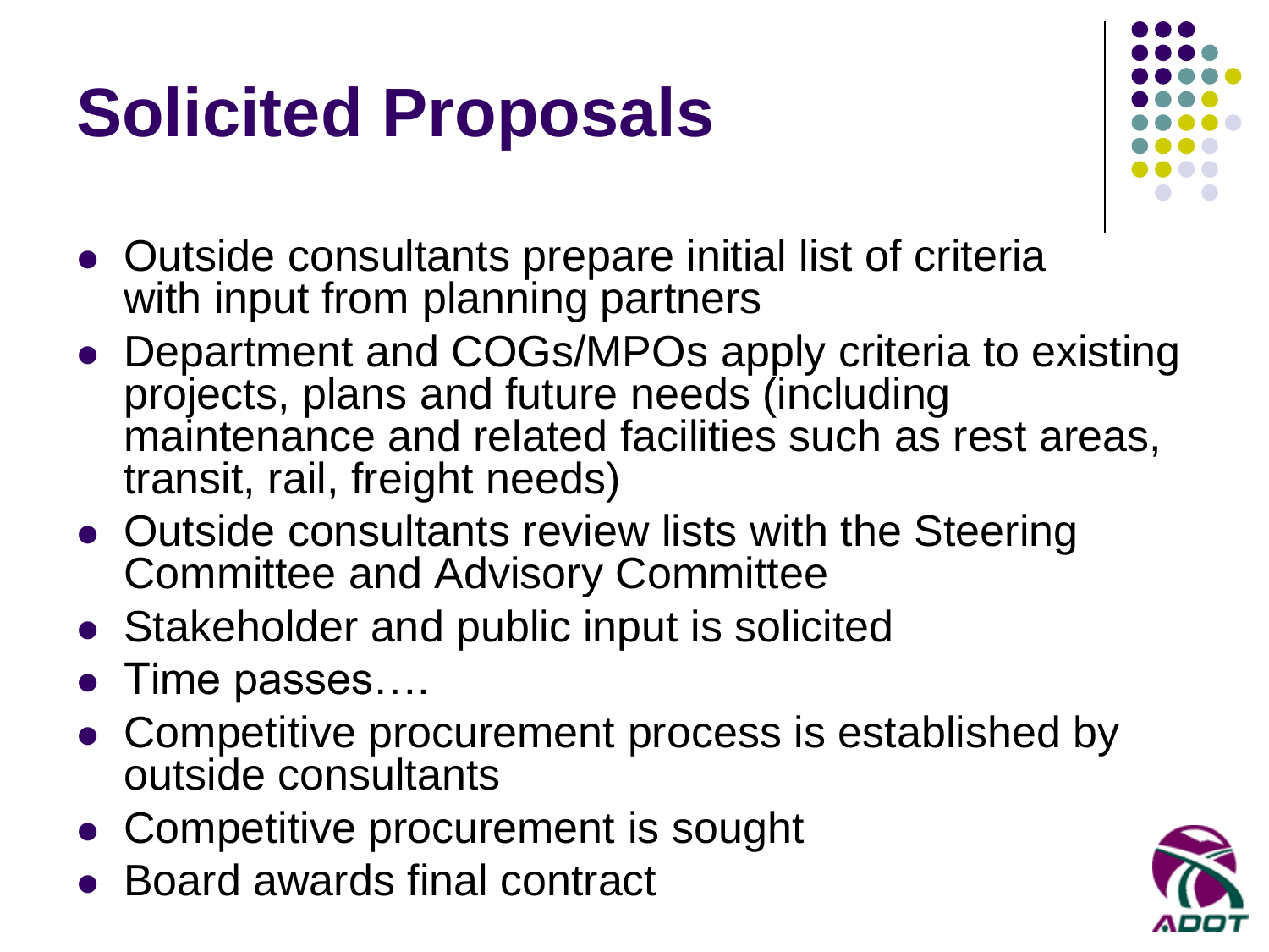# Solicited Proposals

- Outside consultants prepare initial list of criteria with input from planning partners
- Department and COGs/MPOs apply criteria to existing projects, plans and future needs (including maintenance and related facilities such as rest areas, transit, rail, freight needs)
- Outside consultants review lists with the Steering Committee and Advisory Committee
- Stakeholder and public input is solicited
- Time passes….
- Competitive procurement process is established by outside consultants
- Competitive procurement is sought
- Board awards final contract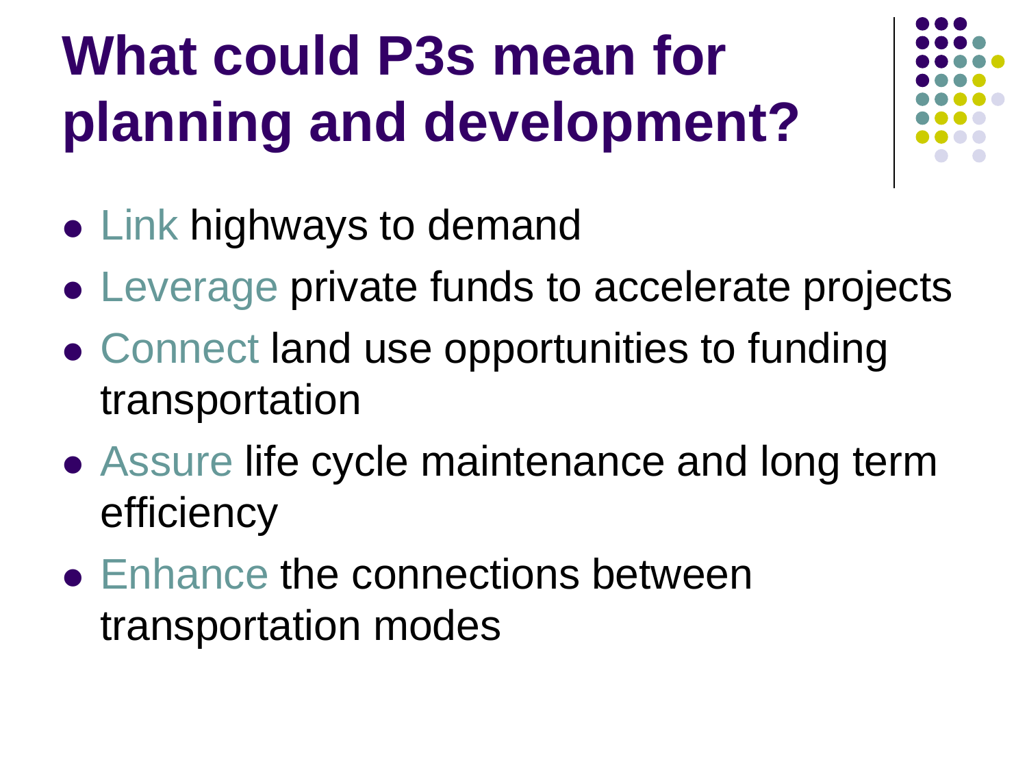# What could P3s mean for planning and development?

- Link highways to demand
- Leverage private funds to accelerate projects
- Connect land use opportunities to funding transportation
- Assure life cycle maintenance and long term efficiency
- Enhance the connections between transportation modes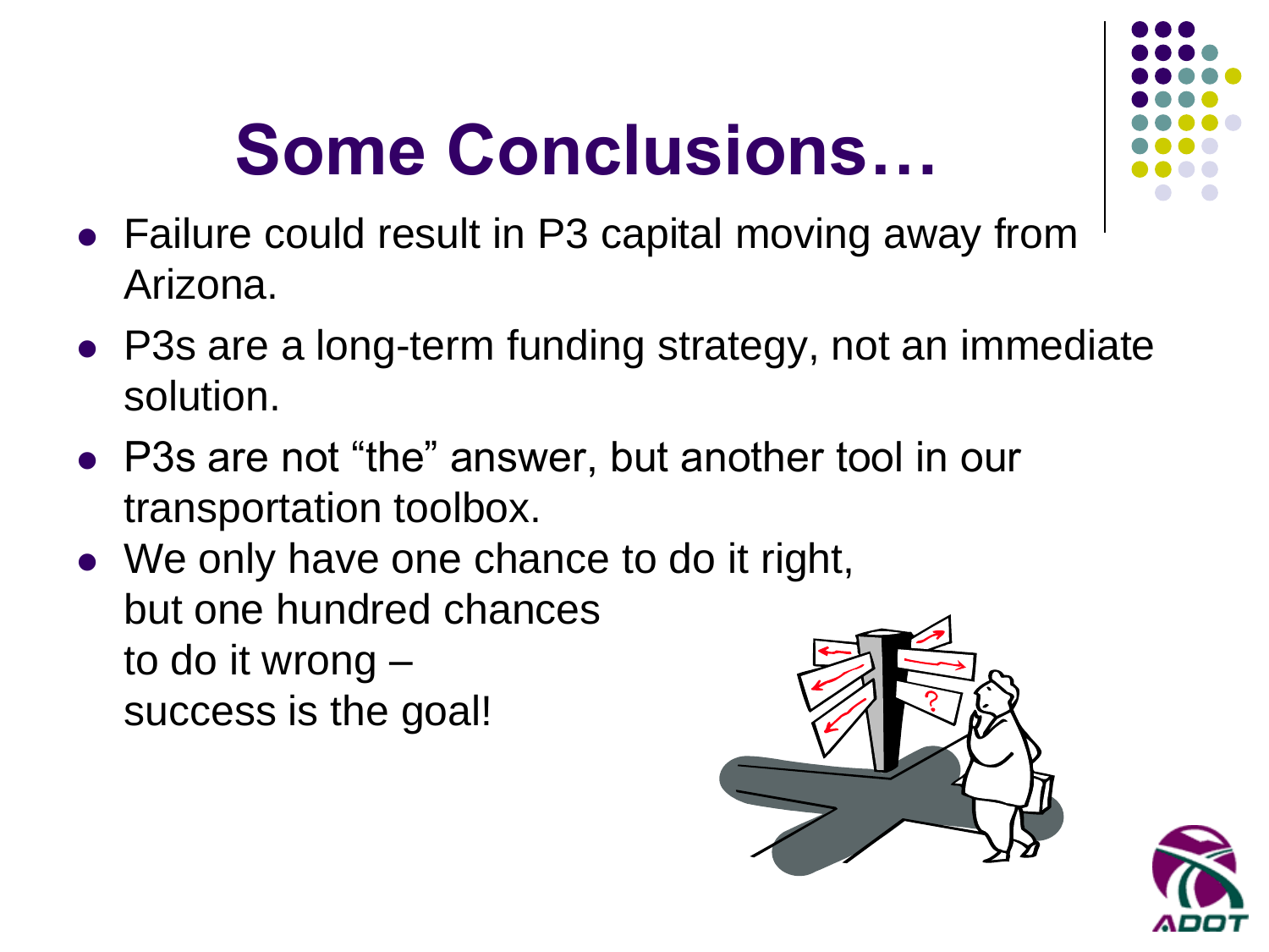# Some Conclusions…

- Failure could result in P3 capital moving away from Arizona.
- P3s are a long-term funding strategy, not an immediate solution.
- P3s are not “the” answer, but another tool in our transportation toolbox.
- We only have one chance to do it right, but one hundred chances to do it wrong – success is the goal!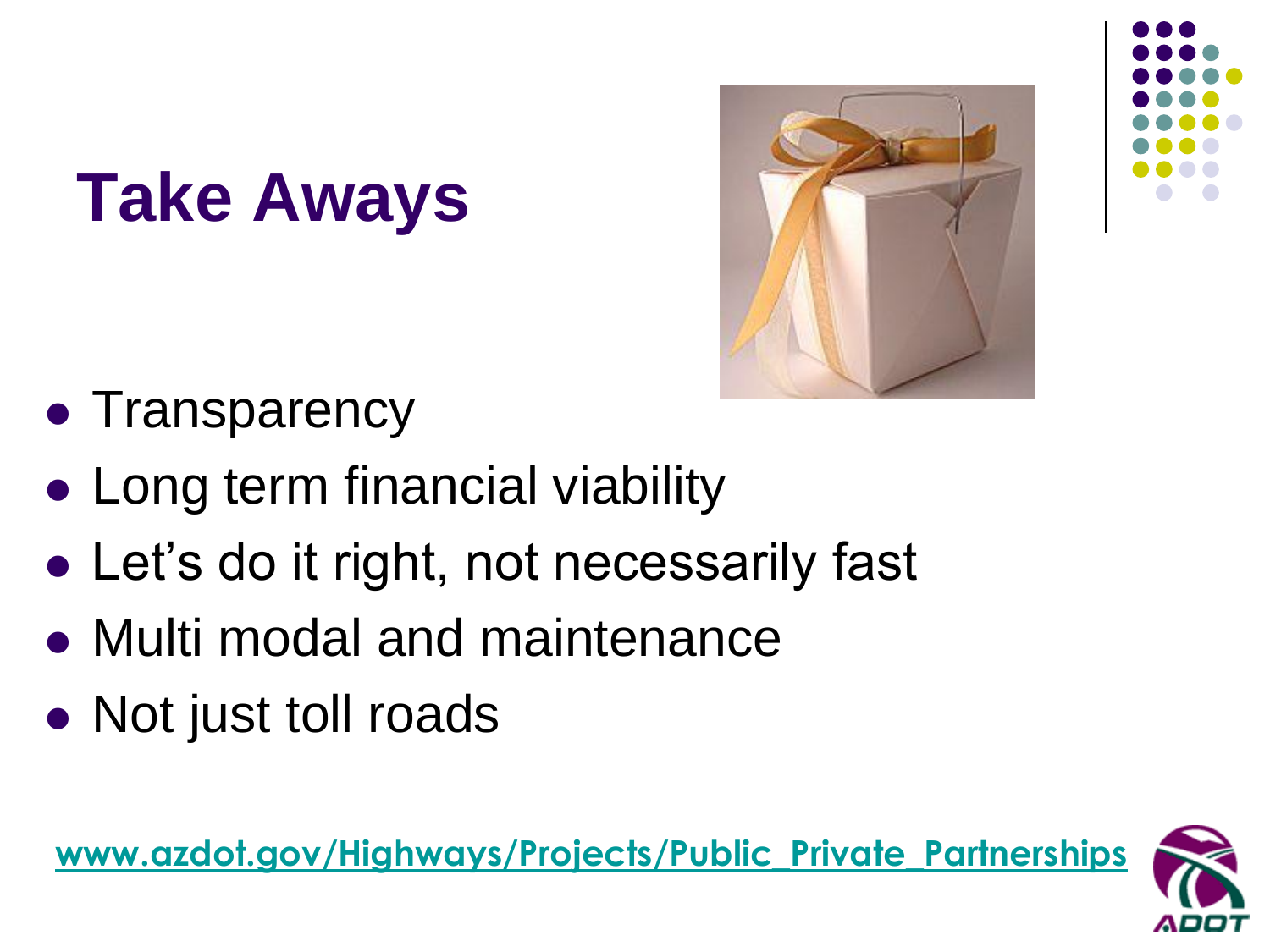# Take Aways

- Transparency
- Long term financial viability
- Let's do it right, not necessarily fast
- Multi modal and maintenance
- Not just toll roads

www.azdot.gov/Highways/Projects/Public_Private_Partnerships